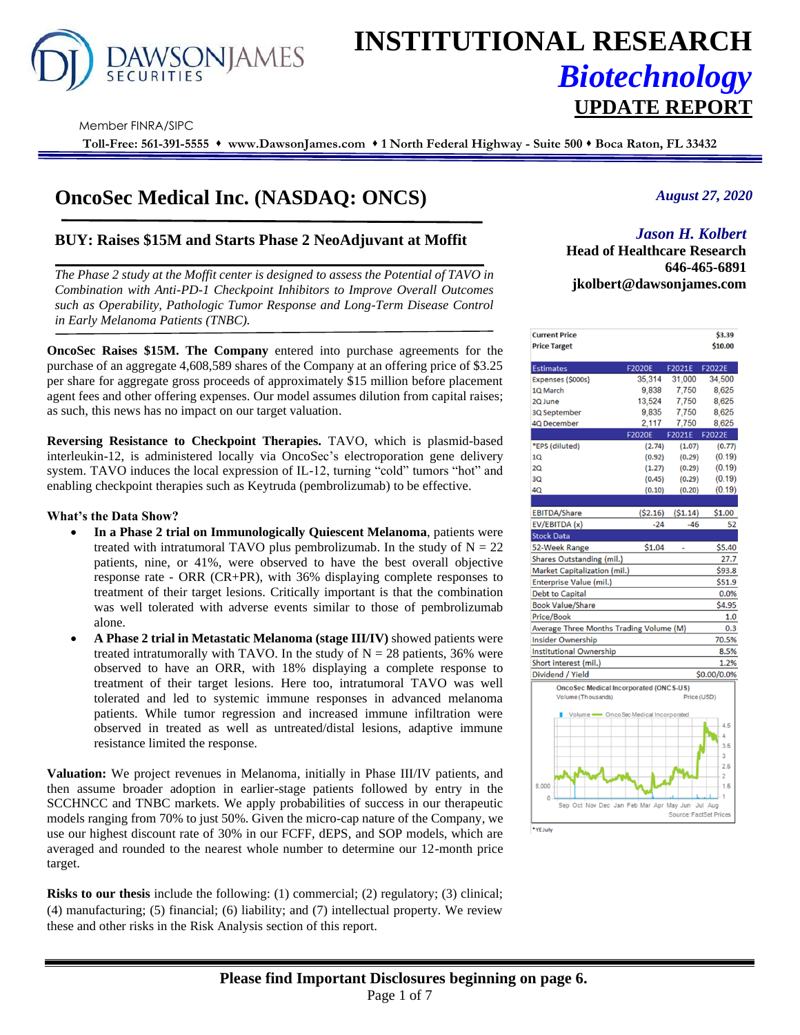# INSTITUTIONAL RESEARCH
## *Biotechnology*
## UPDATE REPORT

DAWSON JAMES SECURITIES

Member FINRA/SIPC

**Toll-Free: 561-391-5555 ♦ www.DawsonJames.com ♦ 1 North Federal Highway - Suite 500 ♦ Boca Raton, FL 33432**

# OncoSec Medical Inc. (NASDAQ: ONCS)

*August 27, 2020*

*Jason H. Kolbert*
**Head of Healthcare Research**
**646-465-6891**
**jkolbert@dawsonjames.com**

## BUY: Raises $15M and Starts Phase 2 NeoAdjuvant at Moffit

*The Phase 2 study at the Moffit center is designed to assess the Potential of TAVO in Combination with Anti-PD-1 Checkpoint Inhibitors to Improve Overall Outcomes such as Operability, Pathologic Tumor Response and Long-Term Disease Control in Early Melanoma Patients (TNBC).*

**OncoSec Raises $15M. The Company** entered into purchase agreements for the purchase of an aggregate 4,608,589 shares of the Company at an offering price of $3.25 per share for aggregate gross proceeds of approximately $15 million before placement agent fees and other offering expenses. Our model assumes dilution from capital raises; as such, this news has no impact on our target valuation.

**Reversing Resistance to Checkpoint Therapies.** TAVO, which is plasmid-based interleukin-12, is administered locally via OncoSec's electroporation gene delivery system. TAVO induces the local expression of IL-12, turning "cold" tumors "hot" and enabling checkpoint therapies such as Keytruda (pembrolizumab) to be effective.

**What's the Data Show?**

- **In a Phase 2 trial on Immunologically Quiescent Melanoma**, patients were treated with intratumoral TAVO plus pembrolizumab. In the study of N = 22 patients, nine, or 41%, were observed to have the best overall objective response rate - ORR (CR+PR), with 36% displaying complete responses to treatment of their target lesions. Critically important is that the combination was well tolerated with adverse events similar to those of pembrolizumab alone.
- **A Phase 2 trial in Metastatic Melanoma (stage III/IV)** showed patients were treated intratumorally with TAVO. In the study of N = 28 patients, 36% were observed to have an ORR, with 18% displaying a complete response to treatment of their target lesions. Here too, intratumoral TAVO was well tolerated and led to systemic immune responses in advanced melanoma patients. While tumor regression and increased immune infiltration were observed in treated as well as untreated/distal lesions, adaptive immune resistance limited the response.

**Valuation:** We project revenues in Melanoma, initially in Phase III/IV patients, and then assume broader adoption in earlier-stage patients followed by entry in the SCCHNCC and TNBC markets. We apply probabilities of success in our therapeutic models ranging from 70% to just 50%. Given the micro-cap nature of the Company, we use our highest discount rate of 30% in our FCFF, dEPS, and SOP models, which are averaged and rounded to the nearest whole number to determine our 12-month price target.

**Risks to our thesis** include the following: (1) commercial; (2) regulatory; (3) clinical; (4) manufacturing; (5) financial; (6) liability; and (7) intellectual property. We review these and other risks in the Risk Analysis section of this report.

| | | | |
|---|---|---|---|
| **Current Price** | | | **$3.39** |
| **Price Target** | | | **$10.00** |
| **Estimates** | **F2020E** | **F2021E** | **F2022E** |
| Expenses ($000s) | 35,314 | 31,000 | 34,500 |
| 1Q March | 9,838 | 7,750 | 8,625 |
| 2Q June | 13,524 | 7,750 | 8,625 |
| 3Q September | 9,835 | 7,750 | 8,625 |
| 4Q December | 2,117 | 7,750 | 8,625 |
| | **F2020E** | **F2021E** | **F2022E** |
| *EPS (diluted) | (2.74) | (1.07) | (0.77) |
| 1Q | (0.92) | (0.29) | (0.19) |
| 2Q | (1.27) | (0.29) | (0.19) |
| 3Q | (0.45) | (0.29) | (0.19) |
| 4Q | (0.10) | (0.20) | (0.19) |
| EBITDA/Share | ($2.16) | ($1.14) | $1.00 |
| EV/EBITDA (x) | -24 | -46 | 52 |
| **Stock Data** | | | |
| 52-Week Range | $1.04 | - | $5.40 |
| Shares Outstanding (mil.) | | | 27.7 |
| Market Capitalization (mil.) | | | $93.8 |
| Enterprise Value (mil.) | | | $51.9 |
| Debt to Capital | | | 0.0% |
| Book Value/Share | | | $4.95 |
| Price/Book | | | 1.0 |
| Average Three Months Trading Volume (M) | | | 0.3 |
| Insider Ownership | | | 70.5% |
| Institutional Ownership | | | 8.5% |
| Short interest (mil.) | | | 1.2% |
| Dividend / Yield | | | $0.00/0.0% |

OncoSec Medical Incorporated (ONCS-US)
Volume (Thousands) — Price (USD)
Volume — OncoSec Medical Incorporated
Source: FactSet Prices

*YE July

**Please find Important Disclosures beginning on page 6.**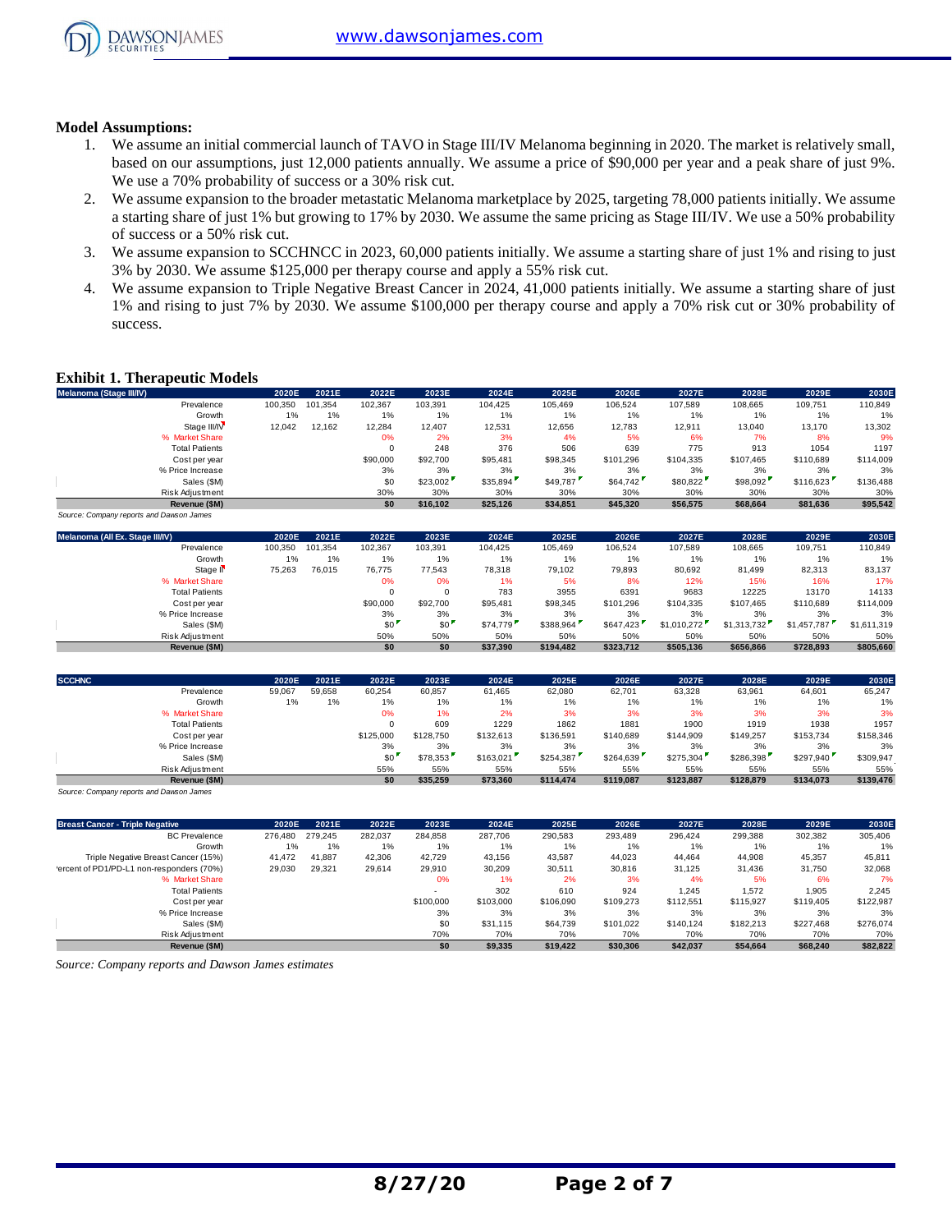**Model Assumptions:**

1. We assume an initial commercial launch of TAVO in Stage III/IV Melanoma beginning in 2020. The market is relatively small, based on our assumptions, just 12,000 patients annually. We assume a price of $90,000 per year and a peak share of just 9%. We use a 70% probability of success or a 30% risk cut.
2. We assume expansion to the broader metastatic Melanoma marketplace by 2025, targeting 78,000 patients initially. We assume a starting share of just 1% but growing to 17% by 2030. We assume the same pricing as Stage III/IV. We use a 50% probability of success or a 50% risk cut.
3. We assume expansion to SCCHNCC in 2023, 60,000 patients initially. We assume a starting share of just 1% and rising to just 3% by 2030. We assume $125,000 per therapy course and apply a 55% risk cut.
4. We assume expansion to Triple Negative Breast Cancer in 2024, 41,000 patients initially. We assume a starting share of just 1% and rising to just 7% by 2030. We assume $100,000 per therapy course and apply a 70% risk cut or 30% probability of success.

**Exhibit 1. Therapeutic Models**

| Melanoma (Stage III/IV) | 2020E | 2021E | 2022E | 2023E | 2024E | 2025E | 2026E | 2027E | 2028E | 2029E | 2030E |
|---|---|---|---|---|---|---|---|---|---|---|---|
| Prevalence | 100,350 | 101,354 | 102,367 | 103,391 | 104,425 | 105,469 | 106,524 | 107,589 | 108,665 | 109,751 | 110,849 |
| Growth | 1% | 1% | 1% | 1% | 1% | 1% | 1% | 1% | 1% | 1% | 1% |
| Stage III/IV | 12,042 | 12,162 | 12,284 | 12,407 | 12,531 | 12,656 | 12,783 | 12,911 | 13,040 | 13,170 | 13,302 |
| % Market Share | | | 0% | 2% | 3% | 4% | 5% | 6% | 7% | 8% | 9% |
| Total Patients | | | 0 | 248 | 376 | 506 | 639 | 775 | 913 | 1054 | 1197 |
| Cost per year | | | $90,000 | $92,700 | $95,481 | $98,345 | $101,296 | $104,335 | $107,465 | $110,689 | $114,009 |
| % Price Increase | | | 3% | 3% | 3% | 3% | 3% | 3% | 3% | 3% | 3% |
| Sales ($M) | | | $0 | $23,002 | $35,894 | $49,787 | $64,742 | $80,822 | $98,092 | $116,623 | $136,488 |
| Risk Adjustment | | | 30% | 30% | 30% | 30% | 30% | 30% | 30% | 30% | 30% |
| **Revenue ($M)** | | | **$0** | **$16,102** | **$25,126** | **$34,851** | **$45,320** | **$56,575** | **$68,664** | **$81,636** | **$95,542** |

*Source: Company reports and Dawson James*

| Melanoma (All Ex. Stage III/IV) | 2020E | 2021E | 2022E | 2023E | 2024E | 2025E | 2026E | 2027E | 2028E | 2029E | 2030E |
|---|---|---|---|---|---|---|---|---|---|---|---|
| Prevalence | 100,350 | 101,354 | 102,367 | 103,391 | 104,425 | 105,469 | 106,524 | 107,589 | 108,665 | 109,751 | 110,849 |
| Growth | 1% | 1% | 1% | 1% | 1% | 1% | 1% | 1% | 1% | 1% | 1% |
| Stage II | 75,263 | 76,015 | 76,775 | 77,543 | 78,318 | 79,102 | 79,893 | 80,692 | 81,499 | 82,313 | 83,137 |
| % Market Share | | | 0% | 0% | 1% | 5% | 8% | 12% | 15% | 16% | 17% |
| Total Patients | | | 0 | 0 | 783 | 3955 | 6391 | 9683 | 12225 | 13170 | 14133 |
| Cost per year | | | $90,000 | $92,700 | $95,481 | $98,345 | $101,296 | $104,335 | $107,465 | $110,689 | $114,009 |
| % Price Increase | | | 3% | 3% | 3% | 3% | 3% | 3% | 3% | 3% | 3% |
| Sales ($M) | | | $0 | $0 | $74,779 | $388,964 | $647,423 | $1,010,272 | $1,313,732 | $1,457,787 | $1,611,319 |
| Risk Adjustment | | | 50% | 50% | 50% | 50% | 50% | 50% | 50% | 50% | 50% |
| **Revenue ($M)** | | | **$0** | **$0** | **$37,390** | **$194,482** | **$323,712** | **$505,136** | **$656,866** | **$728,893** | **$805,660** |

| SCCHNC | 2020E | 2021E | 2022E | 2023E | 2024E | 2025E | 2026E | 2027E | 2028E | 2029E | 2030E |
|---|---|---|---|---|---|---|---|---|---|---|---|
| Prevalence | 59,067 | 59,658 | 60,254 | 60,857 | 61,465 | 62,080 | 62,701 | 63,328 | 63,961 | 64,601 | 65,247 |
| Growth | 1% | 1% | 1% | 1% | 1% | 1% | 1% | 1% | 1% | 1% | 1% |
| % Market Share | | | 0% | 1% | 2% | 3% | 3% | 3% | 3% | 3% | 3% |
| Total Patients | | | 0 | 609 | 1229 | 1862 | 1881 | 1900 | 1919 | 1938 | 1957 |
| Cost per year | | | $125,000 | $128,750 | $132,613 | $136,591 | $140,689 | $144,909 | $149,257 | $153,734 | $158,346 |
| % Price Increase | | | 3% | 3% | 3% | 3% | 3% | 3% | 3% | 3% | 3% |
| Sales ($M) | | | $0 | $78,353 | $163,021 | $254,387 | $264,639 | $275,304 | $286,398 | $297,940 | $309,947 |
| Risk Adjustment | | | 55% | 55% | 55% | 55% | 55% | 55% | 55% | 55% | 55% |
| **Revenue ($M)** | | | **$0** | **$35,259** | **$73,360** | **$114,474** | **$119,087** | **$123,887** | **$128,879** | **$134,073** | **$139,476** |

*Source: Company reports and Dawson James*

| Breast Cancer - Triple Negative | 2020E | 2021E | 2022E | 2023E | 2024E | 2025E | 2026E | 2027E | 2028E | 2029E | 2030E |
|---|---|---|---|---|---|---|---|---|---|---|---|
| BC Prevalence | 276,480 | 279,245 | 282,037 | 284,858 | 287,706 | 290,583 | 293,489 | 296,424 | 299,388 | 302,382 | 305,406 |
| Growth | 1% | 1% | 1% | 1% | 1% | 1% | 1% | 1% | 1% | 1% | 1% |
| Triple Negative Breast Cancer (15%) | 41,472 | 41,887 | 42,306 | 42,729 | 43,156 | 43,587 | 44,023 | 44,464 | 44,908 | 45,357 | 45,811 |
| Percent of PD1/PD-L1 non-responders (70%) | 29,030 | 29,321 | 29,614 | 29,910 | 30,209 | 30,511 | 30,816 | 31,125 | 31,436 | 31,750 | 32,068 |
| % Market Share | | | | 0% | 1% | 2% | 3% | 4% | 5% | 6% | 7% |
| Total Patients | | | | - | 302 | 610 | 924 | 1,245 | 1,572 | 1,905 | 2,245 |
| Cost per year | | | | $100,000 | $103,000 | $106,090 | $109,273 | $112,551 | $115,927 | $119,405 | $122,987 |
| % Price Increase | | | | 3% | 3% | 3% | 3% | 3% | 3% | 3% | 3% |
| Sales ($M) | | | | $0 | $31,115 | $64,739 | $101,022 | $140,124 | $182,213 | $227,468 | $276,074 |
| Risk Adjustment | | | | 70% | 70% | 70% | 70% | 70% | 70% | 70% | 70% |
| **Revenue ($M)** | | | | **$0** | **$9,335** | **$19,422** | **$30,306** | **$42,037** | **$54,664** | **$68,240** | **$82,822** |

*Source: Company reports and Dawson James estimates*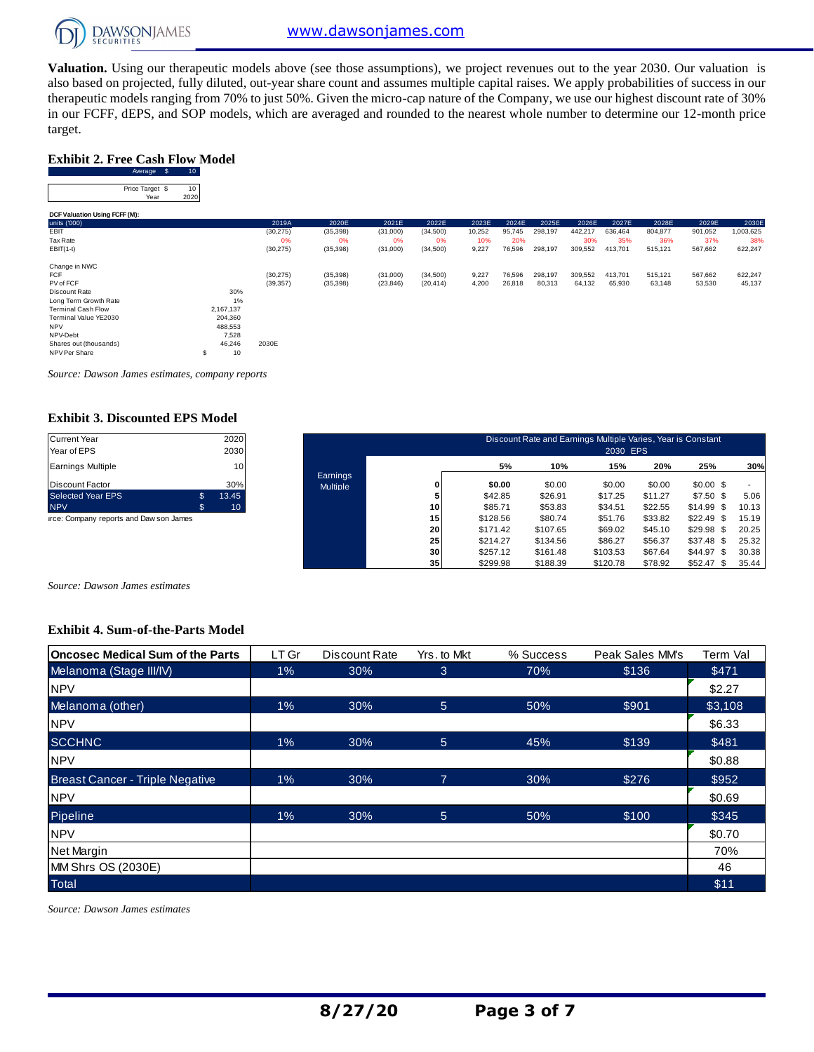**Valuation.** Using our therapeutic models above (see those assumptions), we project revenues out to the year 2030. Our valuation is also based on projected, fully diluted, out-year share count and assumes multiple capital raises. We apply probabilities of success in our therapeutic models ranging from 70% to just 50%. Given the micro-cap nature of the Company, we use our highest discount rate of 30% in our FCFF, dEPS, and SOP models, which are averaged and rounded to the nearest whole number to determine our 12-month price target.

### Exhibit 2. Free Cash Flow Model

| | | |
|---|---|---|
| Average | $ | 10 |

| | | |
|---|---|---|
| Price Target | $ | 10 |
| Year | | 2020 |

**DCF Valuation Using FCFF (M):**

| units ('000) | | 2019A | 2020E | 2021E | 2022E | 2023E | 2024E | 2025E | 2026E | 2027E | 2028E | 2029E | 2030E |
|---|---|---|---|---|---|---|---|---|---|---|---|---|---|
| EBIT | | (30,275) | (35,398) | (31,000) | (34,500) | 10,252 | 95,745 | 298,197 | 442,217 | 636,464 | 804,877 | 901,052 | 1,003,625 |
| Tax Rate | | 0% | 0% | 0% | 0% | 10% | 20% | | 30% | 35% | 36% | 37% | 38% |
| EBIT(1-t) | | (30,275) | (35,398) | (31,000) | (34,500) | 9,227 | 76,596 | 298,197 | 309,552 | 413,701 | 515,121 | 567,662 | 622,247 |
| | | | | | | | | | | | | | |
| Change in NWC | | | | | | | | | | | | | |
| FCF | | (30,275) | (35,398) | (31,000) | (34,500) | 9,227 | 76,596 | 298,197 | 309,552 | 413,701 | 515,121 | 567,662 | 622,247 |
| PV of FCF | | (39,357) | (35,398) | (23,846) | (20,414) | 4,200 | 26,818 | 80,313 | 64,132 | 65,930 | 63,148 | 53,530 | 45,137 |
| Discount Rate | 30% | | | | | | | | | | | | |
| Long Term Growth Rate | 1% | | | | | | | | | | | | |
| Terminal Cash Flow | 2,167,137 | | | | | | | | | | | | |
| Terminal Value YE2030 | 204,360 | | | | | | | | | | | | |
| NPV | 488,553 | | | | | | | | | | | | |
| NPV-Debt | 7,528 | | | | | | | | | | | | |
| Shares out (thousands) | 46,246 | 2030E | | | | | | | | | | | |
| NPV Per Share | $ 10 | | | | | | | | | | | | |

*Source: Dawson James estimates, company reports*

### Exhibit 3. Discounted EPS Model

| | | |
|---|---|---|
| Current Year | | 2020 |
| Year of EPS | | 2030 |
| Earnings Multiple | | 10 |
| Discount Factor | | 30% |
| Selected Year EPS | $ | 13.45 |
| NPV | $ | 10 |

Source: Company reports and Dawson James

Discount Rate and Earnings Multiple Varies, Year is Constant — 2030 EPS

| | | 5% | 10% | 15% | 20% | 25% | 30% |
|---|---|---|---|---|---|---|---|
| Earnings Multiple | 0 | $0.00 | $0.00 | $0.00 | $0.00 | $0.00 | $ - |
| | 5 | $42.85 | $26.91 | $17.25 | $11.27 | $7.50 | $ 5.06 |
| | 10 | $85.71 | $53.83 | $34.51 | $22.55 | $14.99 | $ 10.13 |
| | 15 | $128.56 | $80.74 | $51.76 | $33.82 | $22.49 | $ 15.19 |
| | 20 | $171.42 | $107.65 | $69.02 | $45.10 | $29.98 | $ 20.25 |
| | 25 | $214.27 | $134.56 | $86.27 | $56.37 | $37.48 | $ 25.32 |
| | 30 | $257.12 | $161.48 | $103.53 | $67.64 | $44.97 | $ 30.38 |
| | 35 | $299.98 | $188.39 | $120.78 | $78.92 | $52.47 | $ 35.44 |

*Source: Dawson James estimates*

### Exhibit 4. Sum-of-the-Parts Model

| Oncosec Medical Sum of the Parts | LT Gr | Discount Rate | Yrs. to Mkt | % Success | Peak Sales MM's | Term Val |
|---|---|---|---|---|---|---|
| Melanoma (Stage III/IV) | 1% | 30% | 3 | 70% | $136 | $471 |
| NPV | | | | | | $2.27 |
| Melanoma (other) | 1% | 30% | 5 | 50% | $901 | $3,108 |
| NPV | | | | | | $6.33 |
| SCCHNC | 1% | 30% | 5 | 45% | $139 | $481 |
| NPV | | | | | | $0.88 |
| Breast Cancer - Triple Negative | 1% | 30% | 7 | 30% | $276 | $952 |
| NPV | | | | | | $0.69 |
| Pipeline | 1% | 30% | 5 | 50% | $100 | $345 |
| NPV | | | | | | $0.70 |
| Net Margin | | | | | | 70% |
| MM Shrs OS (2030E) | | | | | | 46 |
| Total | | | | | | $11 |

*Source: Dawson James estimates*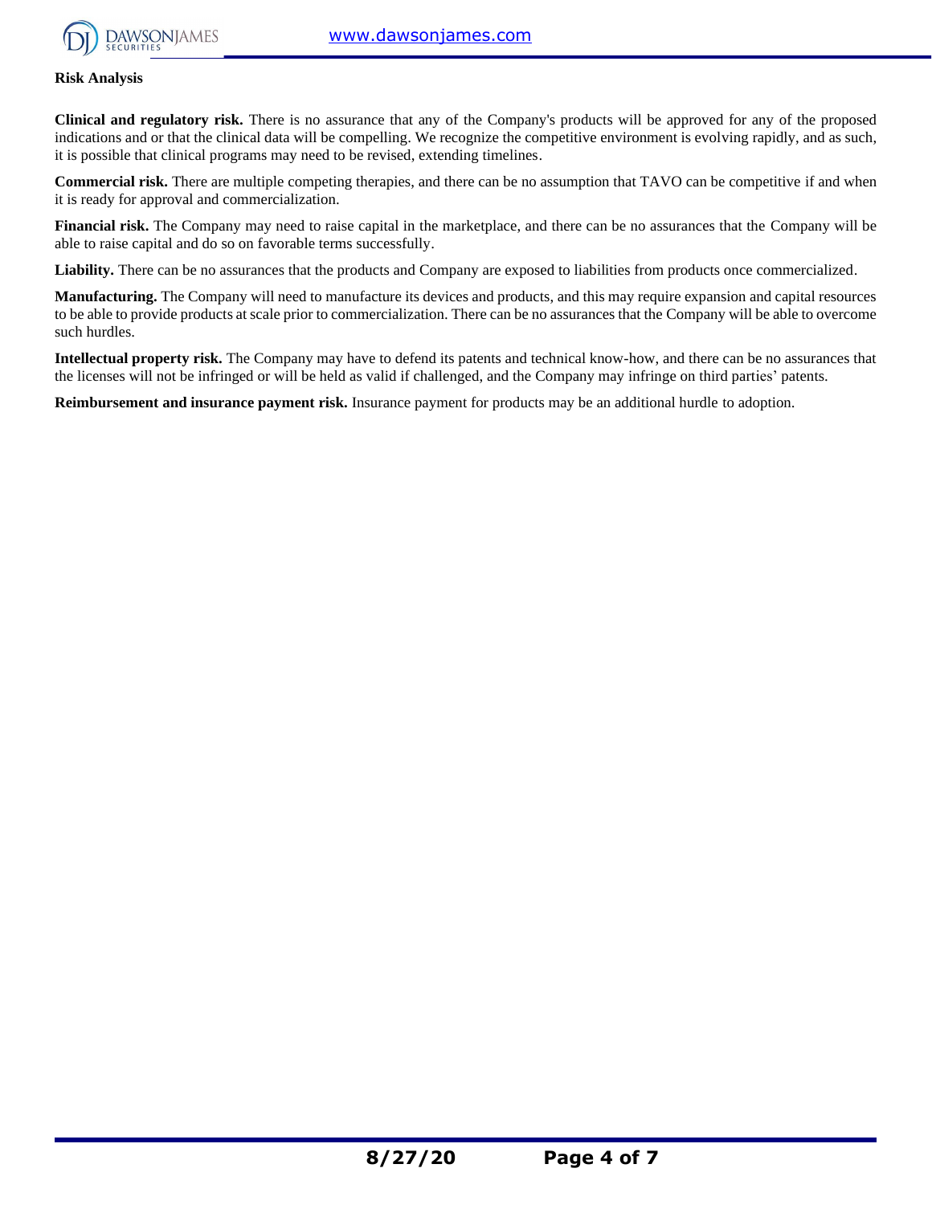## Risk Analysis

**Clinical and regulatory risk.** There is no assurance that any of the Company's products will be approved for any of the proposed indications and or that the clinical data will be compelling. We recognize the competitive environment is evolving rapidly, and as such, it is possible that clinical programs may need to be revised, extending timelines.

**Commercial risk.** There are multiple competing therapies, and there can be no assumption that TAVO can be competitive if and when it is ready for approval and commercialization.

**Financial risk.** The Company may need to raise capital in the marketplace, and there can be no assurances that the Company will be able to raise capital and do so on favorable terms successfully.

**Liability.** There can be no assurances that the products and Company are exposed to liabilities from products once commercialized.

**Manufacturing.** The Company will need to manufacture its devices and products, and this may require expansion and capital resources to be able to provide products at scale prior to commercialization. There can be no assurances that the Company will be able to overcome such hurdles.

**Intellectual property risk.** The Company may have to defend its patents and technical know-how, and there can be no assurances that the licenses will not be infringed or will be held as valid if challenged, and the Company may infringe on third parties' patents.

**Reimbursement and insurance payment risk.** Insurance payment for products may be an additional hurdle to adoption.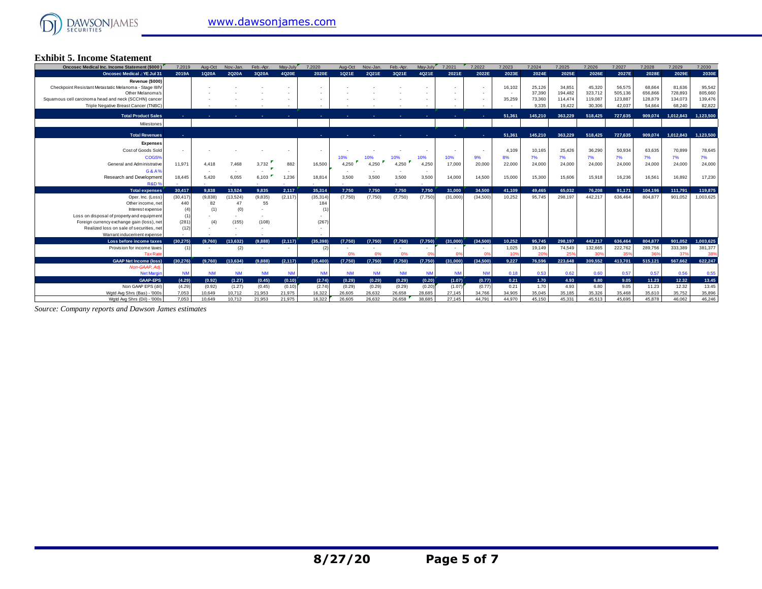## Exhibit 5. Income Statement

| Oncosec Medical Inc. Income Statement ($000) | 7.2019 | Aug-Oct | Nov.-Jan. | Feb.-Apr. | May-July | 7.2020 | Aug-Oct | Nov.-Jan. | Feb.-Apr. | May-July | 7.2021 | 7.2022 | 7.2023 | 7.2024 | 7.2025 | 7.2026 | 7.2027 | 7.2028 | 7.2029 | 7.2030 |
|---|---|---|---|---|---|---|---|---|---|---|---|---|---|---|---|---|---|---|---|---|
| Oncosec Medical .: YE Jul 31 | 2019A | 1Q20A | 2Q20A | 3Q20A | 4Q20E | 2020E | 1Q21E | 2Q21E | 3Q21E | 4Q21E | 2021E | 2022E | 2023E | 2024E | 2025E | 2026E | 2027E | 2028E | 2029E | 2030E |
| Revenue ($000) | | | | | | | | | | | | | | | | | | | | |
| Checkpoint Resistant Metastatic Melanoma - Stage III/IV | | - | - | - | - | - | - | - | - | - | - | - | 16,102 | 25,126 | 34,851 | 45,320 | 56,575 | 68,664 | 81,636 | 95,542 |
| Other Melanoma's | | - | - | - | - | - | - | - | - | - | - | - | - | 37,390 | 194,482 | 323,712 | 505,136 | 656,866 | 728,893 | 805,660 |
| Squamous cell carcinoma head and neck (SCCHN) cancer | | - | - | - | - | - | - | - | - | - | - | - | 35,259 | 73,360 | 114,474 | 119,087 | 123,887 | 128,879 | 134,073 | 139,476 |
| Triple Negative Breast Cancer (TNBC) | | - | - | - | - | - | - | - | - | - | - | - | - | 9,335 | 19,422 | 30,306 | 42,037 | 54,664 | 68,240 | 82,822 |
| Total Product Sales | - | - | - | - | - | - | - | - | - | - | - | - | 51,361 | 145,210 | 363,229 | 518,425 | 727,635 | 909,074 | 1,012,843 | 1,123,500 |
| Milestones | | | | | | | | | | | | | | | | | | | | |
| Total Revenues | - | | | | | - | - | - | - | - | - | - | 51,361 | 145,210 | 363,229 | 518,425 | 727,635 | 909,074 | 1,012,843 | 1,123,500 |
| Expenses | | | | | | | | | | | | | | | | | | | | |
| Cost of Goods Sold | - | - | - | - | - | - | - | - | - | - | - | - | 4,109 | 10,165 | 25,426 | 36,290 | 50,934 | 63,635 | 70,899 | 78,645 |
| COGS% | | | | | | | 10% | 10% | 10% | 10% | 10% | 9% | 8% | 7% | 7% | 7% | 7% | 7% | 7% | 7% |
| General and Administrative | 11,971 | 4,418 | 7,468 | 3,732 | 882 | 16,500 | 4,250 | 4,250 | 4,250 | 4,250 | 17,000 | 20,000 | 22,000 | 24,000 | 24,000 | 24,000 | 24,000 | 24,000 | 24,000 | 24,000 |
| G&A% | | - | - | - | - | | - | - | - | - | | | | | | | | | | |
| Research and Development | 18,445 | 5,420 | 6,055 | 6,103 | 1,236 | 18,814 | 3,500 | 3,500 | 3,500 | 3,500 | 14,000 | 14,500 | 15,000 | 15,300 | 15,606 | 15,918 | 16,236 | 16,561 | 16,892 | 17,230 |
| R&D % | - | - | - | - | - | - | - | - | - | - | | | | | | | | | | |
| Total expenses | 30,417 | 9,838 | 13,524 | 9,835 | 2,117 | 35,314 | 7,750 | 7,750 | 7,750 | 7,750 | 31,000 | 34,500 | 41,109 | 49,465 | 65,032 | 76,208 | 91,171 | 104,196 | 111,791 | 119,875 |
| Oper. Inc. (Loss) | (30,417) | (9,838) | (13,524) | (9,835) | (2,117) | (35,314) | (7,750) | (7,750) | (7,750) | (7,750) | (31,000) | (34,500) | 10,252 | 95,745 | 298,197 | 442,217 | 636,464 | 804,877 | 901,052 | 1,003,625 |
| Other income, net | 440 | 82 | 47 | 55 | | 184 | | | | | | | | | | | | | | |
| Interest expense | (4) | (1) | (0) | - | | (1) | | | | | | | | | | | | | | |
| Loss on disposal of property and equipment | (1) | - | - | - | | - | | | | | | | | | | | | | | |
| Foreign currency exchange gain (loss), net | (281) | (4) | (155) | (108) | | (267) | | | | | | | | | | | | | | |
| Realized loss on sale of securities, net | (12) | - | - | - | | - | | | | | | | | | | | | | | |
| Warrant inducement expense | - | - | - | - | | - | | | | | | | | | | | | | | |
| Loss before income taxes | (30,275) | (9,760) | (13,632) | (9,888) | (2,117) | (35,398) | (7,750) | (7,750) | (7,750) | (7,750) | (31,000) | (34,500) | 10,252 | 95,745 | 298,197 | 442,217 | 636,464 | 804,877 | 901,052 | 1,003,625 |
| Provision for income taxes | (1) | - | (2) | - | - | (2) | - | - | - | - | - | - | 1,025 | 19,149 | 74,549 | 132,665 | 222,762 | 289,756 | 333,389 | 381,377 |
| Tax Rate | | | | | | | 0% | 0% | 0% | 0% | 0% | 0% | 10% | 20% | 25% | 30% | 35% | 36% | 37% | 38% |
| GAAP Net Income (loss) | (30,276) | (9,760) | (13,634) | (9,888) | (2,117) | (35,400) | (7,750) | (7,750) | (7,750) | (7,750) | (31,000) | (34,500) | 9,227 | 76,596 | 223,648 | 309,552 | 413,701 | 515,121 | 567,662 | 622,247 |
| Non-GAAP, Adj. | | | | | | | | | | | | | | | | | | | | |
| Net Margin | NM | NM | NM | NM | NM | NM | NM | NM | NM | NM | NM | NM | 0.18 | 0.53 | 0.62 | 0.60 | 0.57 | 0.57 | 0.56 | 0.55 |
| GAAP-EPS | (4.29) | (0.92) | (1.27) | (0.45) | (0.10) | (2.74) | (0.29) | (0.29) | (0.29) | (0.20) | (1.07) | (0.77) | 0.21 | 1.70 | 4.93 | 6.80 | 9.05 | 11.23 | 12.32 | 13.45 |
| Non GAAP EPS (dil) | (4.29) | (0.92) | (1.27) | (0.45) | (0.10) | (2.74) | (0.29) | (0.29) | (0.29) | (0.20) | (1.07) | (0.77) | 0.21 | 1.70 | 4.93 | 6.80 | 9.05 | 11.23 | 12.32 | 13.45 |
| Wgtd Avg Shrs (Bas) - '000s | 7,053 | 10,649 | 10,712 | 21,953 | 21,975 | 16,322 | 26,605 | 26,632 | 26,658 | 28,685 | 27,145 | 34,766 | 34,905 | 35,045 | 35,185 | 35,326 | 35,468 | 35,610 | 35,752 | 35,896 |
| Wgtd Avg Shrs (Dil) - '000s | 7,053 | 10,649 | 10,712 | 21,953 | 21,975 | 16,322 | 26,605 | 26,632 | 26,658 | 38,685 | 27,145 | 44,791 | 44,970 | 45,150 | 45,331 | 45,513 | 45,695 | 45,878 | 46,062 | 46,246 |

*Source: Company reports and Dawson James estimates*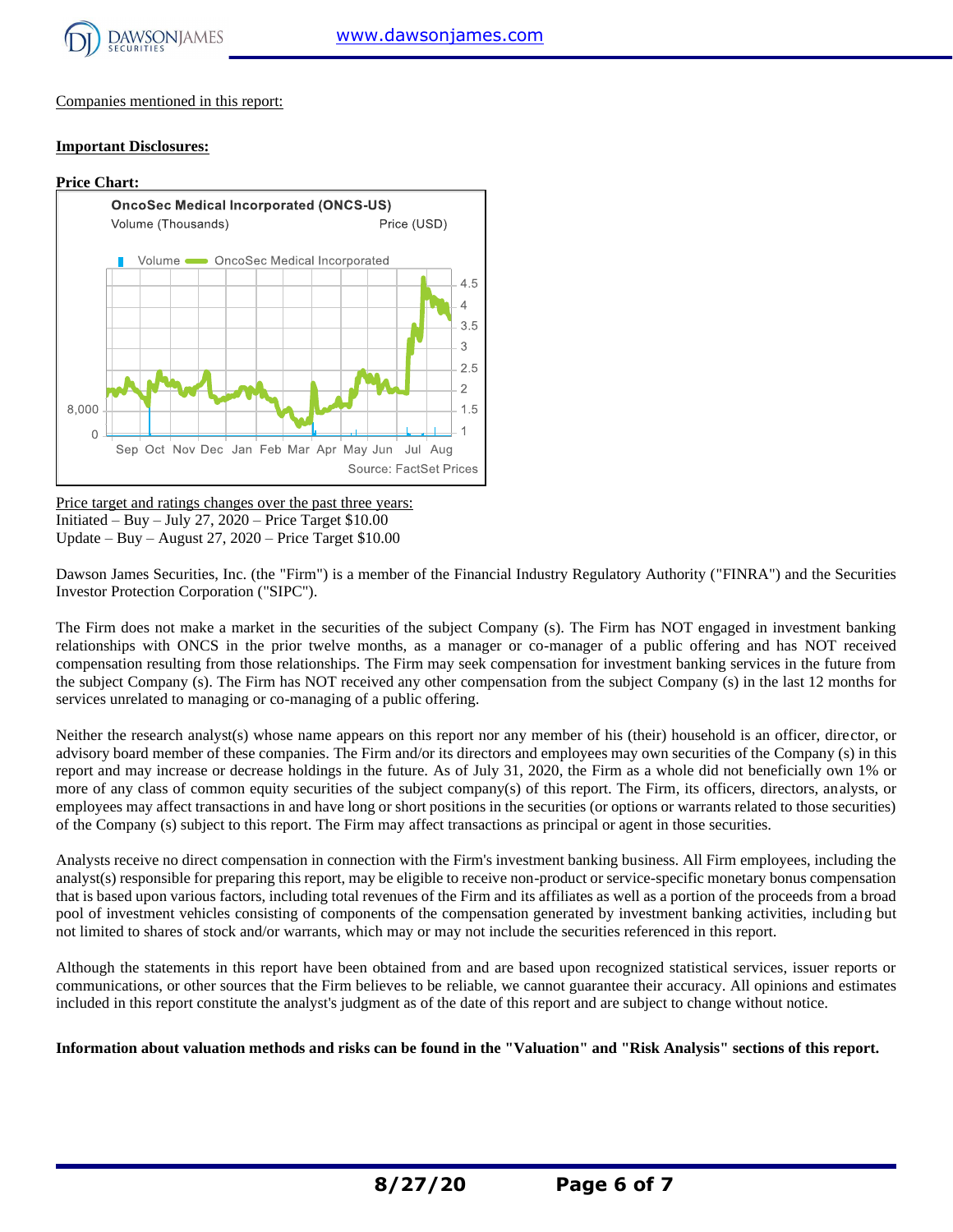Companies mentioned in this report:

**Important Disclosures:**

**Price Chart:**

Price target and ratings changes over the past three years:
Initiated – Buy – July 27, 2020 – Price Target $10.00
Update – Buy – August 27, 2020 – Price Target $10.00

Dawson James Securities, Inc. (the "Firm") is a member of the Financial Industry Regulatory Authority ("FINRA") and the Securities Investor Protection Corporation ("SIPC").

The Firm does not make a market in the securities of the subject Company (s). The Firm has NOT engaged in investment banking relationships with ONCS in the prior twelve months, as a manager or co-manager of a public offering and has NOT received compensation resulting from those relationships. The Firm may seek compensation for investment banking services in the future from the subject Company (s). The Firm has NOT received any other compensation from the subject Company (s) in the last 12 months for services unrelated to managing or co-managing of a public offering.

Neither the research analyst(s) whose name appears on this report nor any member of his (their) household is an officer, director, or advisory board member of these companies. The Firm and/or its directors and employees may own securities of the Company (s) in this report and may increase or decrease holdings in the future. As of July 31, 2020, the Firm as a whole did not beneficially own 1% or more of any class of common equity securities of the subject company(s) of this report. The Firm, its officers, directors, analysts, or employees may affect transactions in and have long or short positions in the securities (or options or warrants related to those securities) of the Company (s) subject to this report. The Firm may affect transactions as principal or agent in those securities.

Analysts receive no direct compensation in connection with the Firm's investment banking business. All Firm employees, including the analyst(s) responsible for preparing this report, may be eligible to receive non-product or service-specific monetary bonus compensation that is based upon various factors, including total revenues of the Firm and its affiliates as well as a portion of the proceeds from a broad pool of investment vehicles consisting of components of the compensation generated by investment banking activities, including but not limited to shares of stock and/or warrants, which may or may not include the securities referenced in this report.

Although the statements in this report have been obtained from and are based upon recognized statistical services, issuer reports or communications, or other sources that the Firm believes to be reliable, we cannot guarantee their accuracy. All opinions and estimates included in this report constitute the analyst's judgment as of the date of this report and are subject to change without notice.

**Information about valuation methods and risks can be found in the "Valuation" and "Risk Analysis" sections of this report.**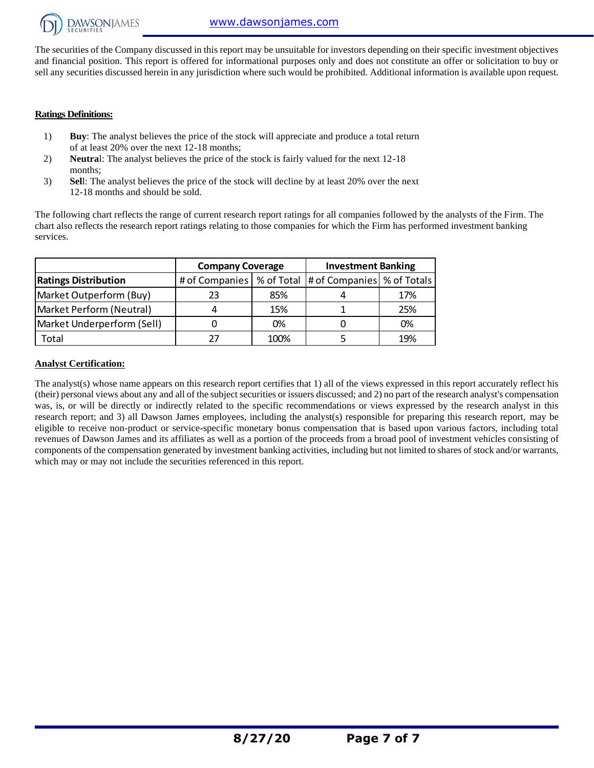The securities of the Company discussed in this report may be unsuitable for investors depending on their specific investment objectives and financial position. This report is offered for informational purposes only and does not constitute an offer or solicitation to buy or sell any securities discussed herein in any jurisdiction where such would be prohibited. Additional information is available upon request.

**Ratings Definitions:**

1) **Buy**: The analyst believes the price of the stock will appreciate and produce a total return of at least 20% over the next 12-18 months;
2) **Neutral**: The analyst believes the price of the stock is fairly valued for the next 12-18 months;
3) **Sell**: The analyst believes the price of the stock will decline by at least 20% over the next 12-18 months and should be sold.

The following chart reflects the range of current research report ratings for all companies followed by the analysts of the Firm. The chart also reflects the research report ratings relating to those companies for which the Firm has performed investment banking services.

| | Company Coverage | | Investment Banking | |
|---|---|---|---|---|
| **Ratings Distribution** | # of Companies | % of Total | # of Companies | % of Totals |
| Market Outperform (Buy) | 23 | 85% | 4 | 17% |
| Market Perform (Neutral) | 4 | 15% | 1 | 25% |
| Market Underperform (Sell) | 0 | 0% | 0 | 0% |
| Total | 27 | 100% | 5 | 19% |

**Analyst Certification:**

The analyst(s) whose name appears on this research report certifies that 1) all of the views expressed in this report accurately reflect his (their) personal views about any and all of the subject securities or issuers discussed; and 2) no part of the research analyst's compensation was, is, or will be directly or indirectly related to the specific recommendations or views expressed by the research analyst in this research report; and 3) all Dawson James employees, including the analyst(s) responsible for preparing this research report, may be eligible to receive non-product or service-specific monetary bonus compensation that is based upon various factors, including total revenues of Dawson James and its affiliates as well as a portion of the proceeds from a broad pool of investment vehicles consisting of components of the compensation generated by investment banking activities, including but not limited to shares of stock and/or warrants, which may or may not include the securities referenced in this report.